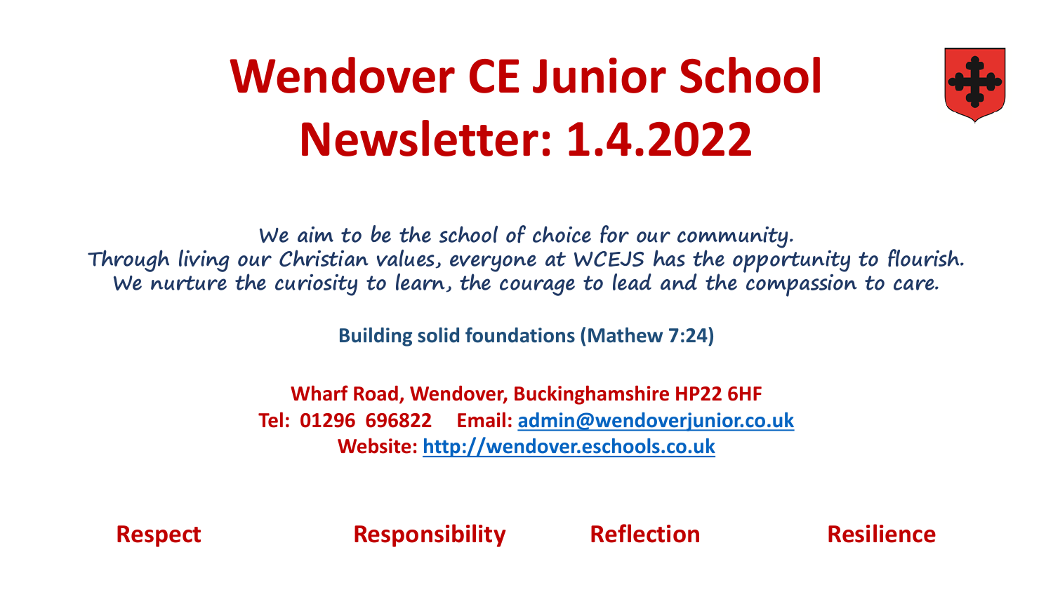# Wendover CE Junior School Newsletter: 1.4.2022

*We aim to be the school of choice for our community.*
*Through living our Christian values, everyone at WCEJS has the opportunity to flourish.*
*We nurture the curiosity to learn, the courage to lead and the compassion to care.*

**Building solid foundations (Mathew 7:24)**

**Wharf Road, Wendover, Buckinghamshire HP22 6HF**
**Tel: 01296 696822 Email: [admin@wendoverjunior.co.uk](mailto:admin@wendoverjunior.co.uk)**
**Website: [http://wendover.eschools.co.uk](http://wendover.eschools.co.uk)**

**Respect** **Responsibility** **Reflection** **Resilience**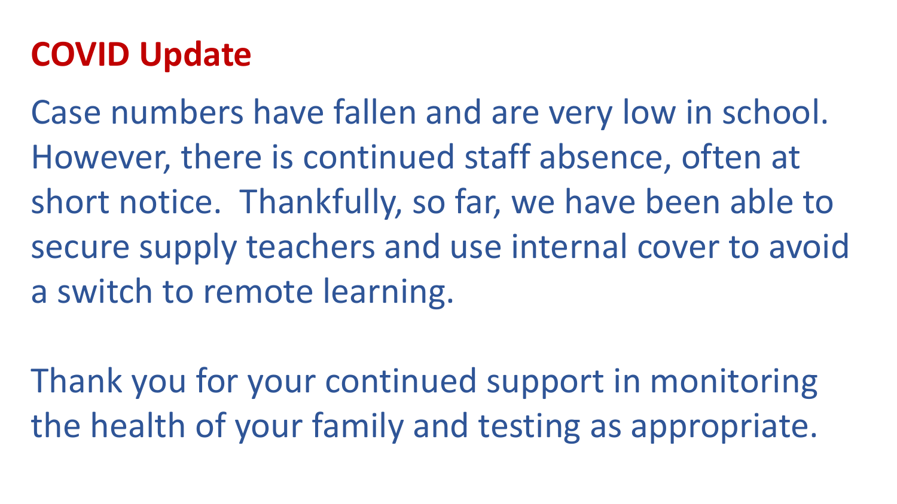## COVID Update

Case numbers have fallen and are very low in school. However, there is continued staff absence, often at short notice. Thankfully, so far, we have been able to secure supply teachers and use internal cover to avoid a switch to remote learning.

Thank you for your continued support in monitoring the health of your family and testing as appropriate.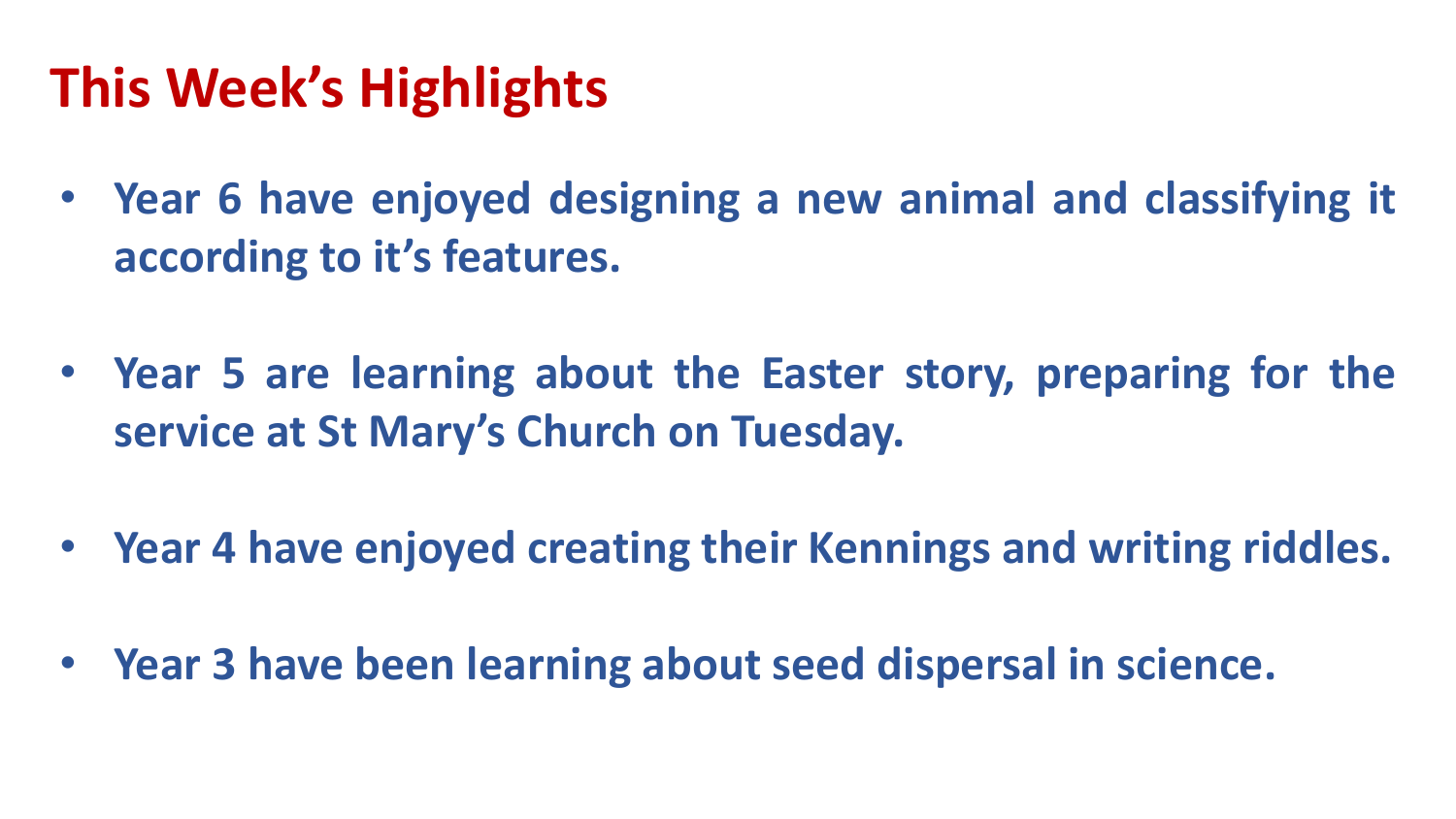# This Week's Highlights

- **Year 6 have enjoyed designing a new animal and classifying it according to it's features.**

- **Year 5 are learning about the Easter story, preparing for the service at St Mary's Church on Tuesday.**

- **Year 4 have enjoyed creating their Kennings and writing riddles.**

- **Year 3 have been learning about seed dispersal in science.**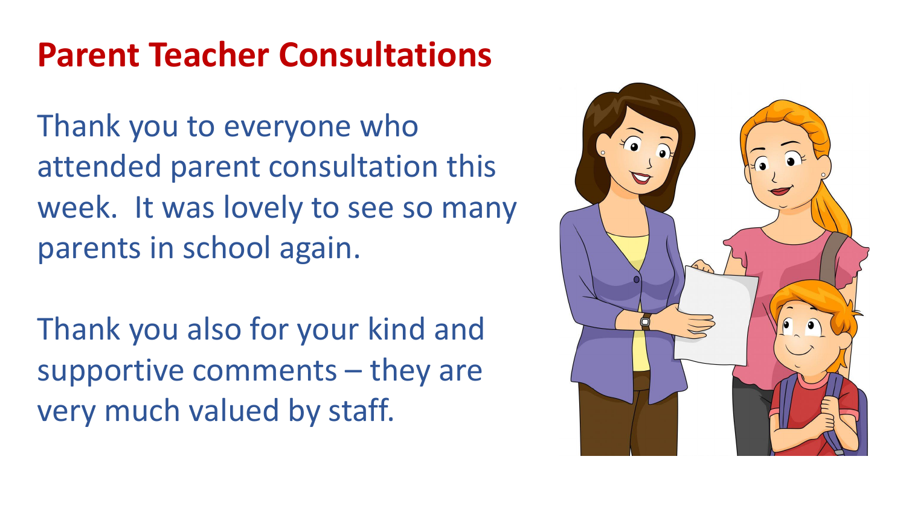# Parent Teacher Consultations

Thank you to everyone who attended parent consultation this week. It was lovely to see so many parents in school again.

Thank you also for your kind and supportive comments – they are very much valued by staff.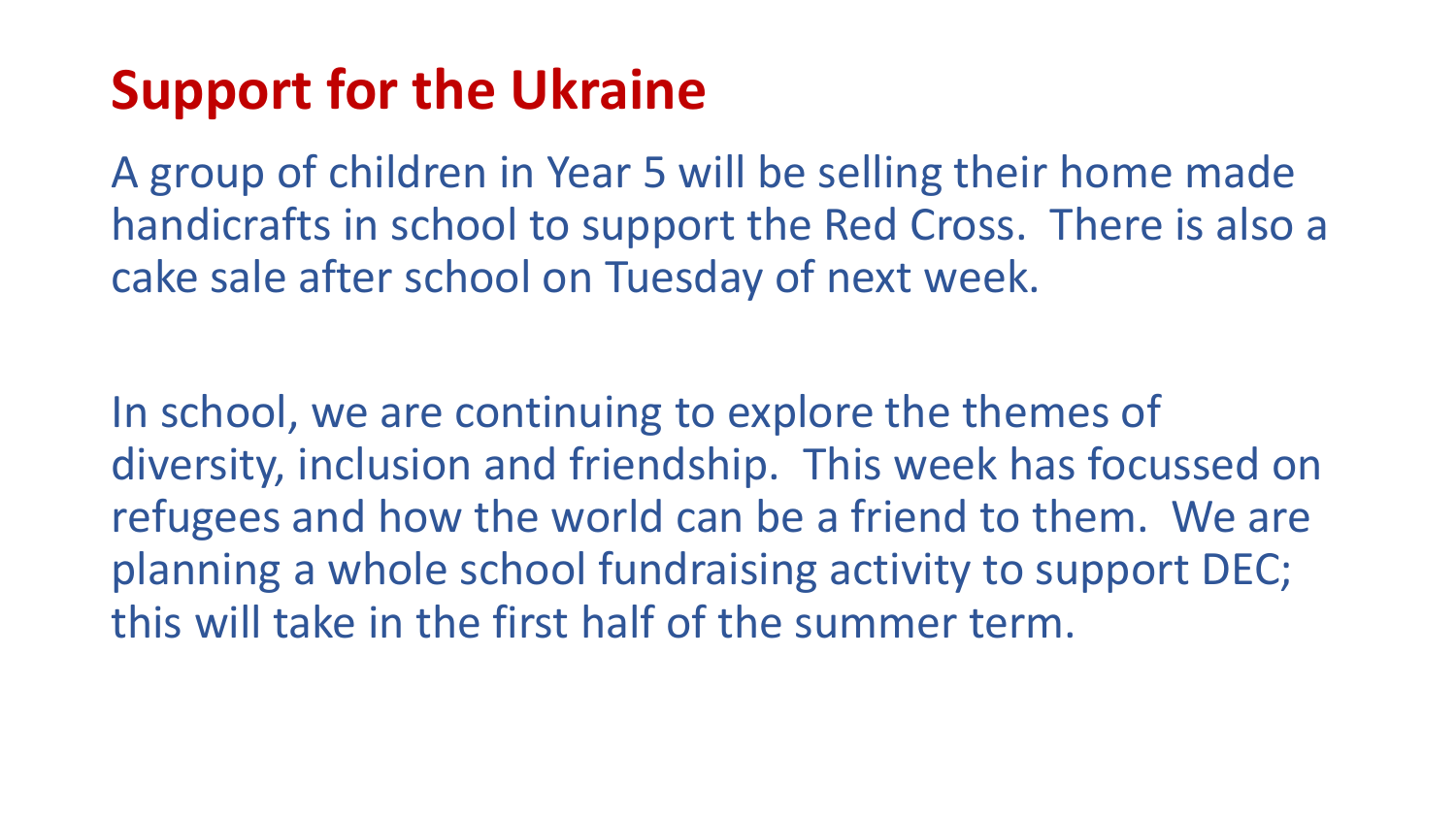# Support for the Ukraine

A group of children in Year 5 will be selling their home made handicrafts in school to support the Red Cross.  There is also a cake sale after school on Tuesday of next week.

In school, we are continuing to explore the themes of diversity, inclusion and friendship.  This week has focussed on refugees and how the world can be a friend to them.  We are planning a whole school fundraising activity to support DEC; this will take in the first half of the summer term.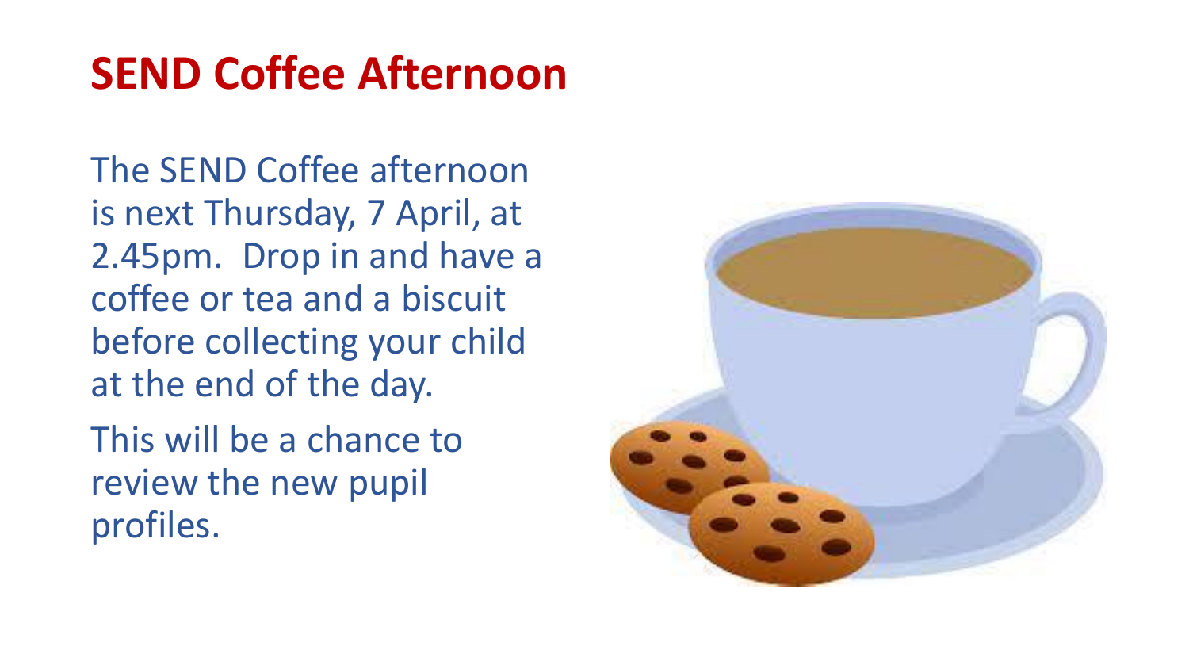# SEND Coffee Afternoon

The SEND Coffee afternoon is next Thursday, 7 April, at 2.45pm. Drop in and have a coffee or tea and a biscuit before collecting your child at the end of the day.

This will be a chance to review the new pupil profiles.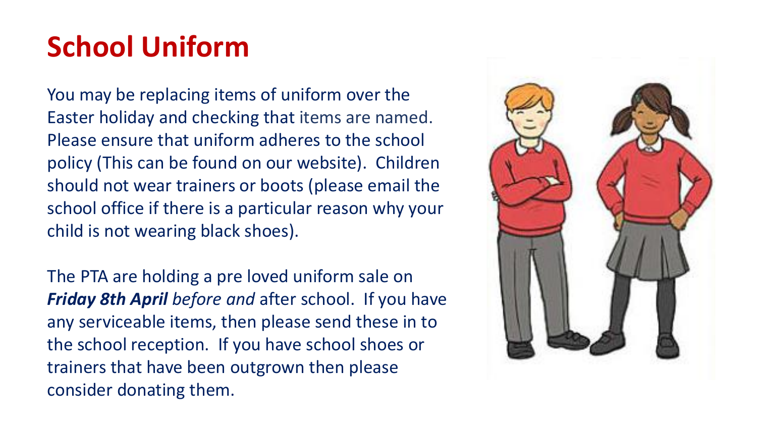# School Uniform

You may be replacing items of uniform over the Easter holiday and checking that items are named. Please ensure that uniform adheres to the school policy (This can be found on our website). Children should not wear trainers or boots (please email the school office if there is a particular reason why your child is not wearing black shoes).

The PTA are holding a pre loved uniform sale on ***Friday 8th April*** *before and* after school. If you have any serviceable items, then please send these in to the school reception. If you have school shoes or trainers that have been outgrown then please consider donating them.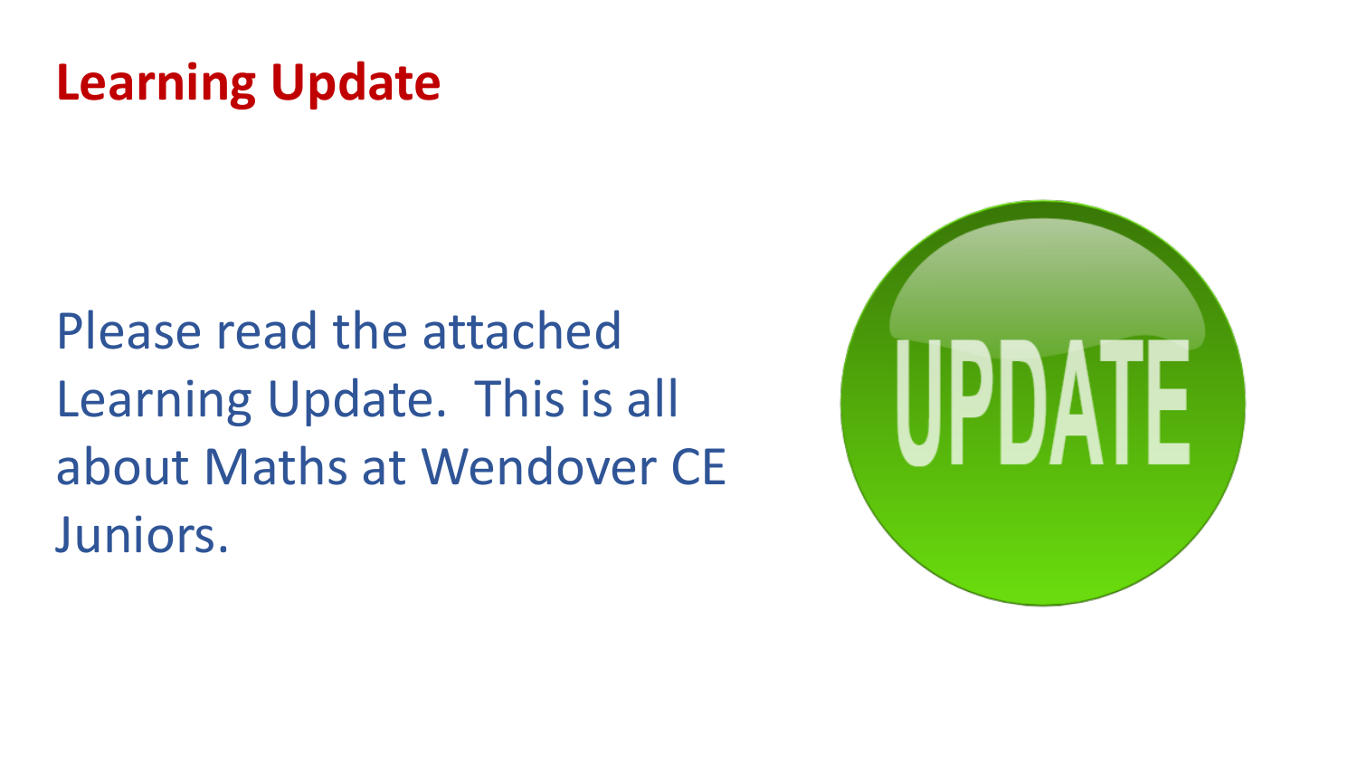# Learning Update

Please read the attached Learning Update. This is all about Maths at Wendover CE Juniors.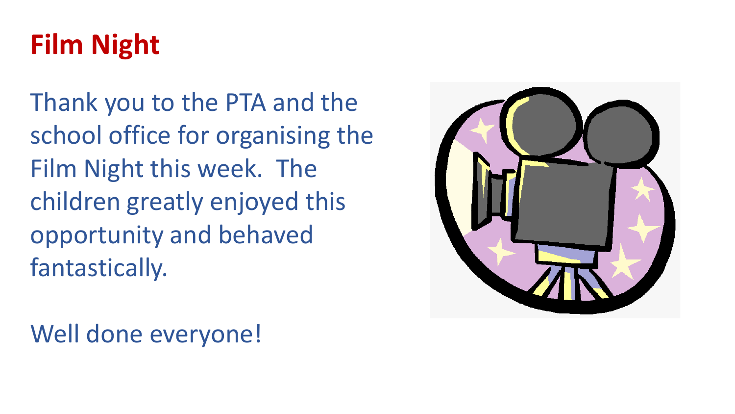# Film Night

Thank you to the PTA and the school office for organising the Film Night this week. The children greatly enjoyed this opportunity and behaved fantastically.

Well done everyone!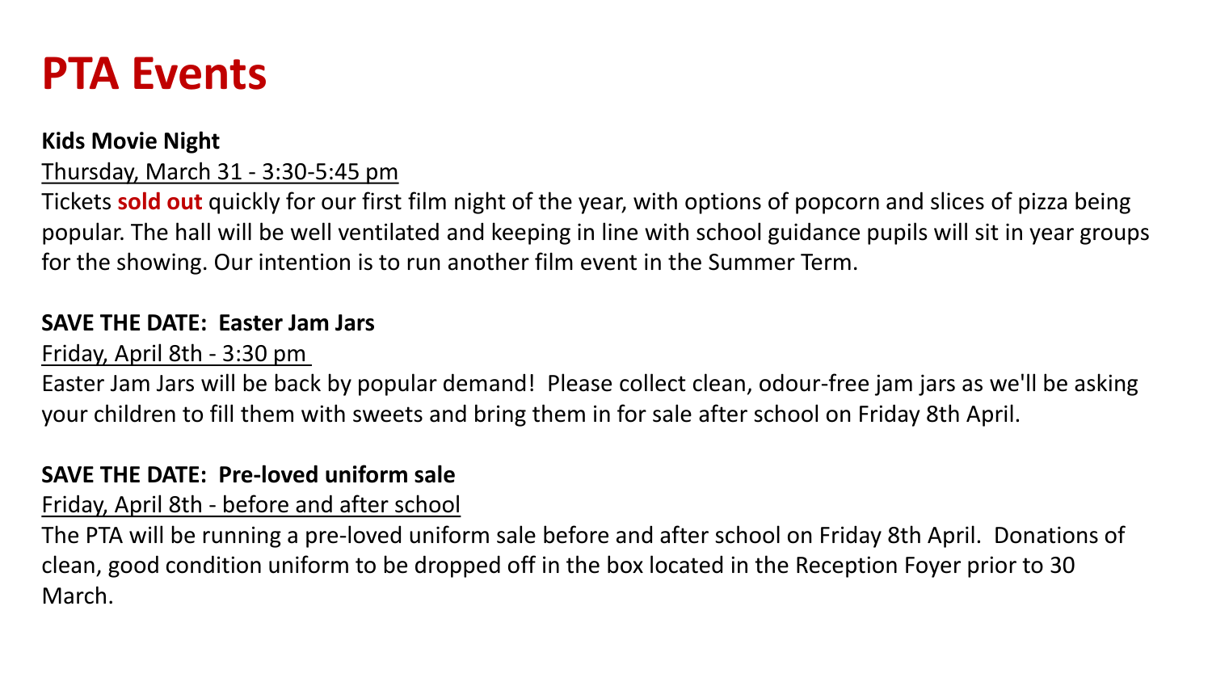# PTA Events

**Kids Movie Night**

Thursday, March 31 - 3:30-5:45 pm

Tickets **sold out** quickly for our first film night of the year, with options of popcorn and slices of pizza being popular. The hall will be well ventilated and keeping in line with school guidance pupils will sit in year groups for the showing. Our intention is to run another film event in the Summer Term.

**SAVE THE DATE: Easter Jam Jars**

Friday, April 8th - 3:30 pm

Easter Jam Jars will be back by popular demand! Please collect clean, odour-free jam jars as we'll be asking your children to fill them with sweets and bring them in for sale after school on Friday 8th April.

**SAVE THE DATE: Pre-loved uniform sale**

Friday, April 8th - before and after school

The PTA will be running a pre-loved uniform sale before and after school on Friday 8th April. Donations of clean, good condition uniform to be dropped off in the box located in the Reception Foyer prior to 30 March.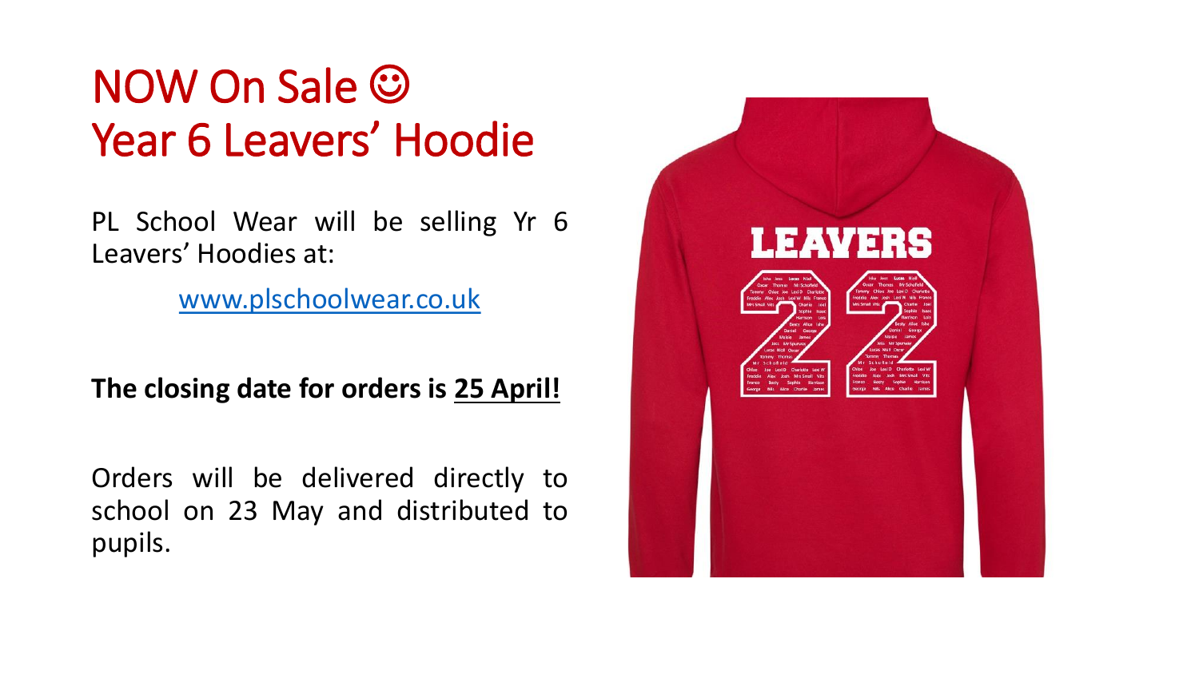# NOW On Sale ☺
# Year 6 Leavers' Hoodie

PL School Wear will be selling Yr 6 Leavers' Hoodies at:

[www.plschoolwear.co.uk](http://www.plschoolwear.co.uk)

**The closing date for orders is 25 April!**

Orders will be delivered directly to school on 23 May and distributed to pupils.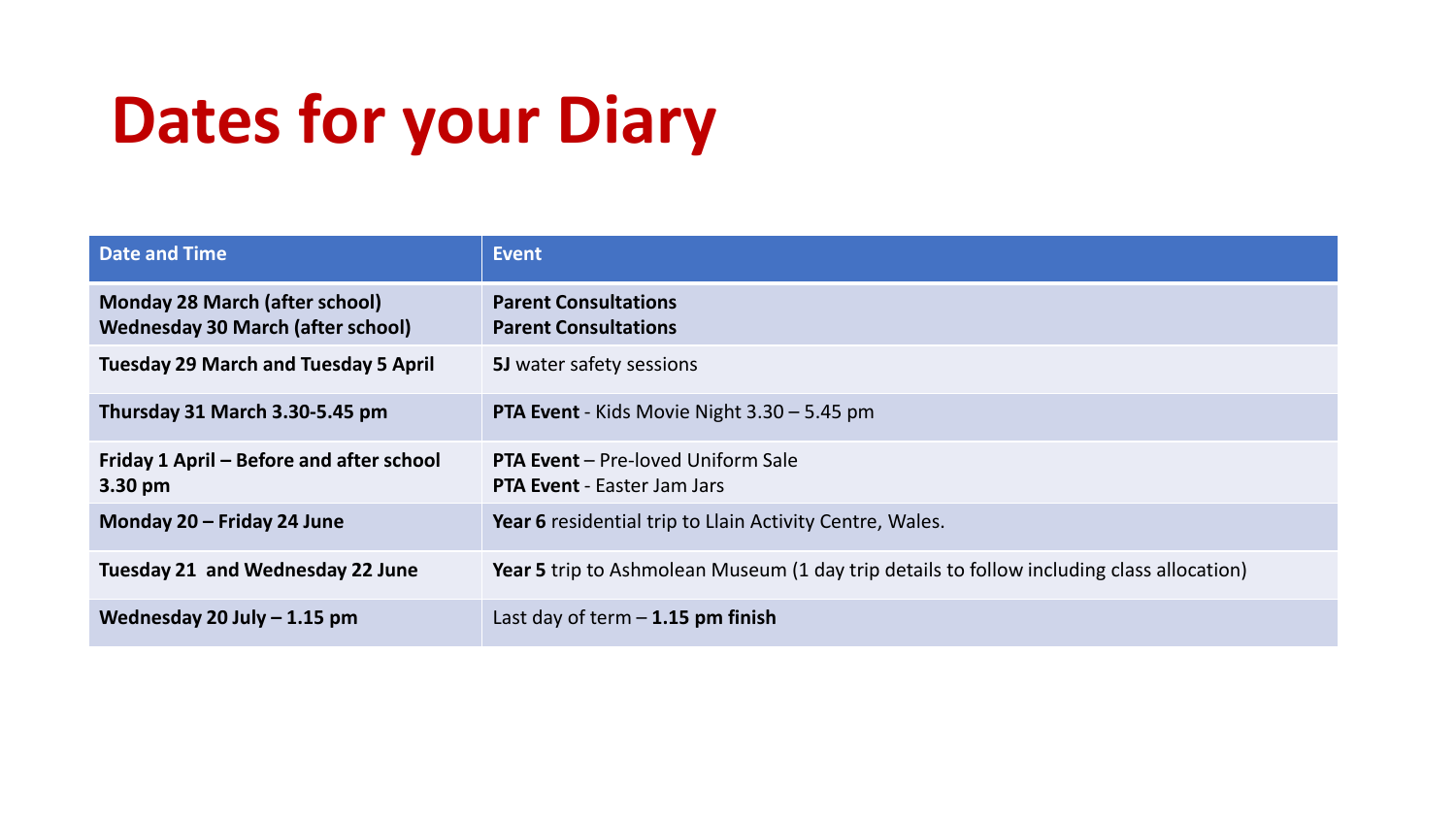# Dates for your Diary

| Date and Time | Event |
| --- | --- |
| **Monday 28 March (after school)**<br>**Wednesday 30 March (after school)** | **Parent Consultations**<br>**Parent Consultations** |
| **Tuesday 29 March and Tuesday 5 April** | **5J** water safety sessions |
| **Thursday 31 March 3.30-5.45 pm** | **PTA Event** - Kids Movie Night 3.30 – 5.45 pm |
| **Friday 1 April – Before and after school 3.30 pm** | **PTA Event** – Pre-loved Uniform Sale<br>**PTA Event** - Easter Jam Jars |
| **Monday 20 – Friday 24 June** | **Year 6** residential trip to Llain Activity Centre, Wales. |
| **Tuesday 21 and Wednesday 22 June** | **Year 5** trip to Ashmolean Museum (1 day trip details to follow including class allocation) |
| **Wednesday 20 July – 1.15 pm** | Last day of term – **1.15 pm finish** |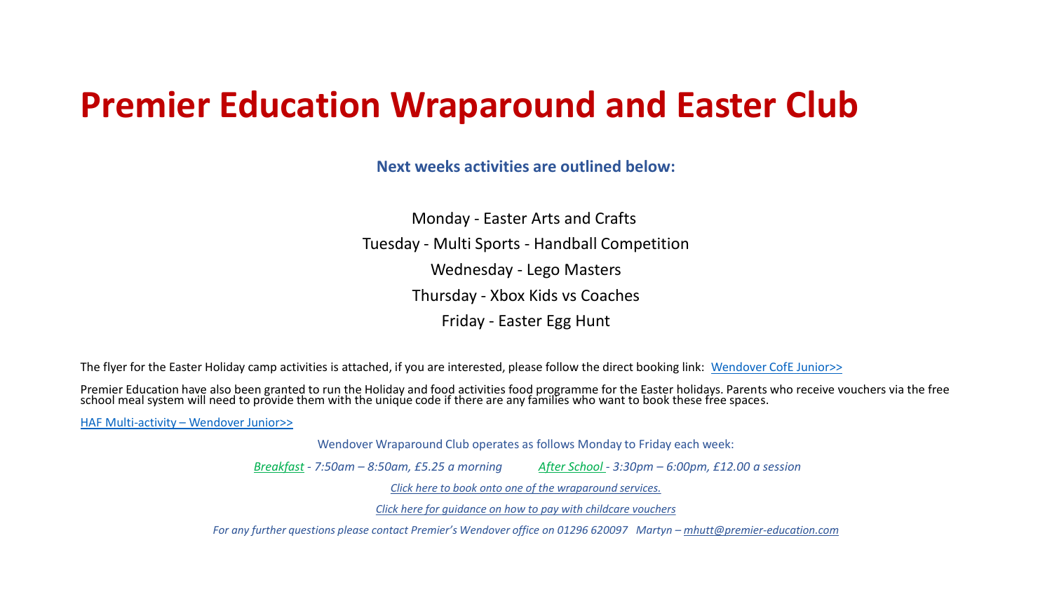# Premier Education Wraparound and Easter Club

**Next weeks activities are outlined below:**

Monday - Easter Arts and Crafts

Tuesday - Multi Sports - Handball Competition

Wednesday - Lego Masters

Thursday - Xbox Kids vs Coaches

Friday - Easter Egg Hunt

The flyer for the Easter Holiday camp activities is attached, if you are interested, please follow the direct booking link: Wendover CofE Junior>>

Premier Education have also been granted to run the Holiday and food activities food programme for the Easter holidays. Parents who receive vouchers via the free school meal system will need to provide them with the unique code if there are any families who want to book these free spaces.

HAF Multi-activity – Wendover Junior>>

Wendover Wraparound Club operates as follows Monday to Friday each week:

*Breakfast - 7:50am – 8:50am, £5.25 a morning* *After School - 3:30pm – 6:00pm, £12.00 a session*

*Click here to book onto one of the wraparound services.*

*Click here for guidance on how to pay with childcare vouchers*

*For any further questions please contact Premier's Wendover office on 01296 620097 Martyn – mhutt@premier-education.com*